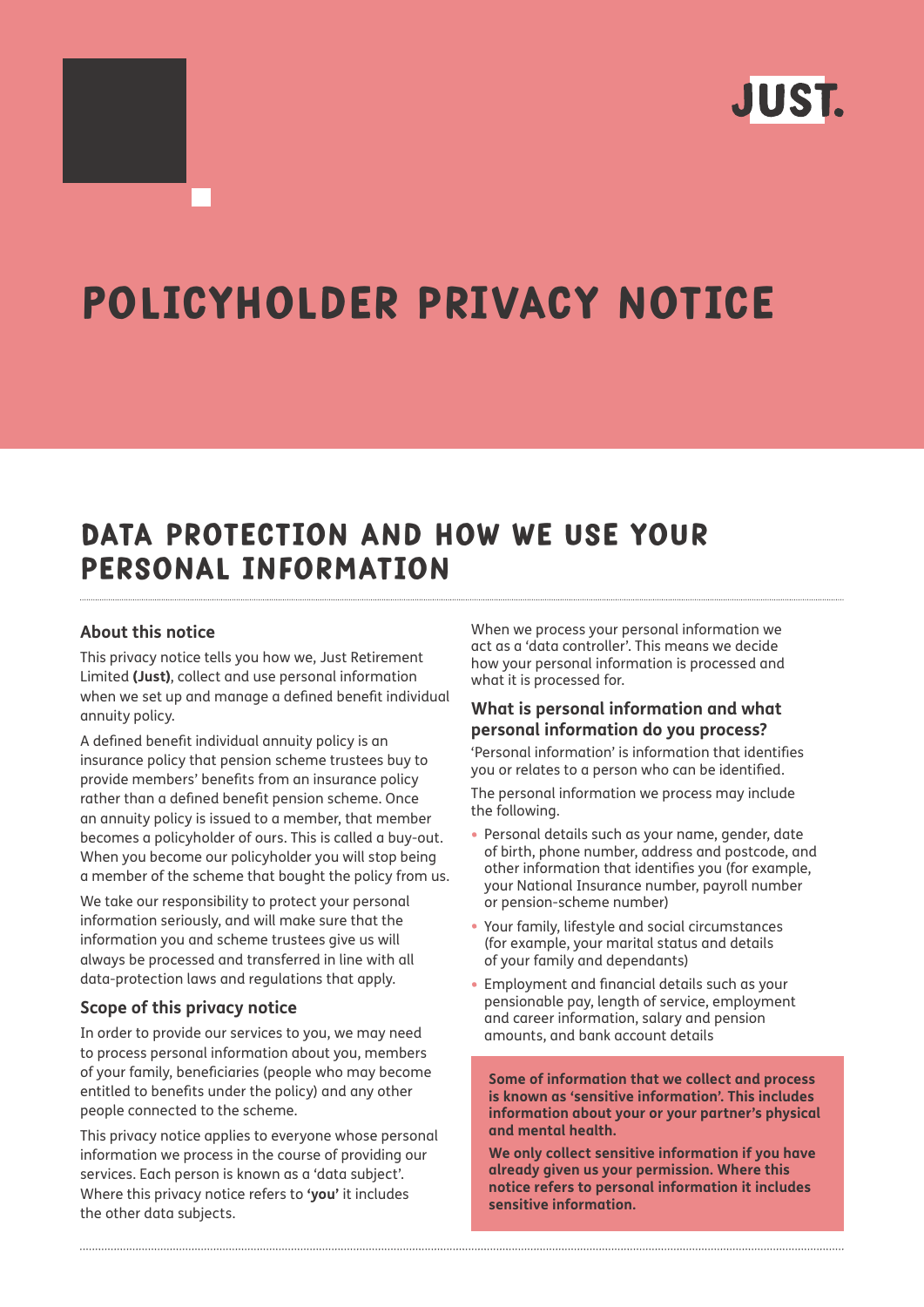JUST.

# POLICYHOLDER PRIVACY NOTICE

## DATA PROTECTION AND HOW WE USE YOUR PERSONAL INFORMATION

### About this notice

This privacy notice tells you how we, Just Retirement Limited **(Just)**, collect and use personal information when we set up and manage a defined benefit individual annuity policy.

A defined benefit individual annuity policy is an insurance policy that pension scheme trustees buy to provide members' benefits from an insurance policy rather than a defined benefit pension scheme. Once an annuity policy is issued to a member, that member becomes a policyholder of ours. This is called a buy-out. When you become our policyholder you will stop being a member of the scheme that bought the policy from us.

We take our responsibility to protect your personal information seriously, and will make sure that the information you and scheme trustees give us will always be processed and transferred in line with all data-protection laws and regulations that apply.

### Scope of this privacy notice

In order to provide our services to you, we may need to process personal information about you, members of your family, beneficiaries (people who may become entitled to benefits under the policy) and any other people connected to the scheme.

This privacy notice applies to everyone whose personal information we process in the course of providing our services. Each person is known as a 'data subject'. Where this privacy notice refers to **'you'** it includes the other data subjects.

When we process your personal information we act as a 'data controller'. This means we decide how your personal information is processed and what it is processed for.

### What is personal information and what personal information do you process?

'Personal information' is information that identifies you or relates to a person who can be identified.

The personal information we process may include the following.

- Personal details such as your name, gender, date of birth, phone number, address and postcode, and other information that identifies you (for example, your National Insurance number, payroll number or pension-scheme number)
- Your family, lifestyle and social circumstances (for example, your marital status and details of your family and dependants)
- Employment and financial details such as your pensionable pay, length of service, employment and career information, salary and pension amounts, and bank account details

**Some of information that we collect and process is known as 'sensitive information'. This includes information about your or your partner's physical and mental health.**

**We only collect sensitive information if you have already given us your permission. Where this notice refers to personal information it includes sensitive information.**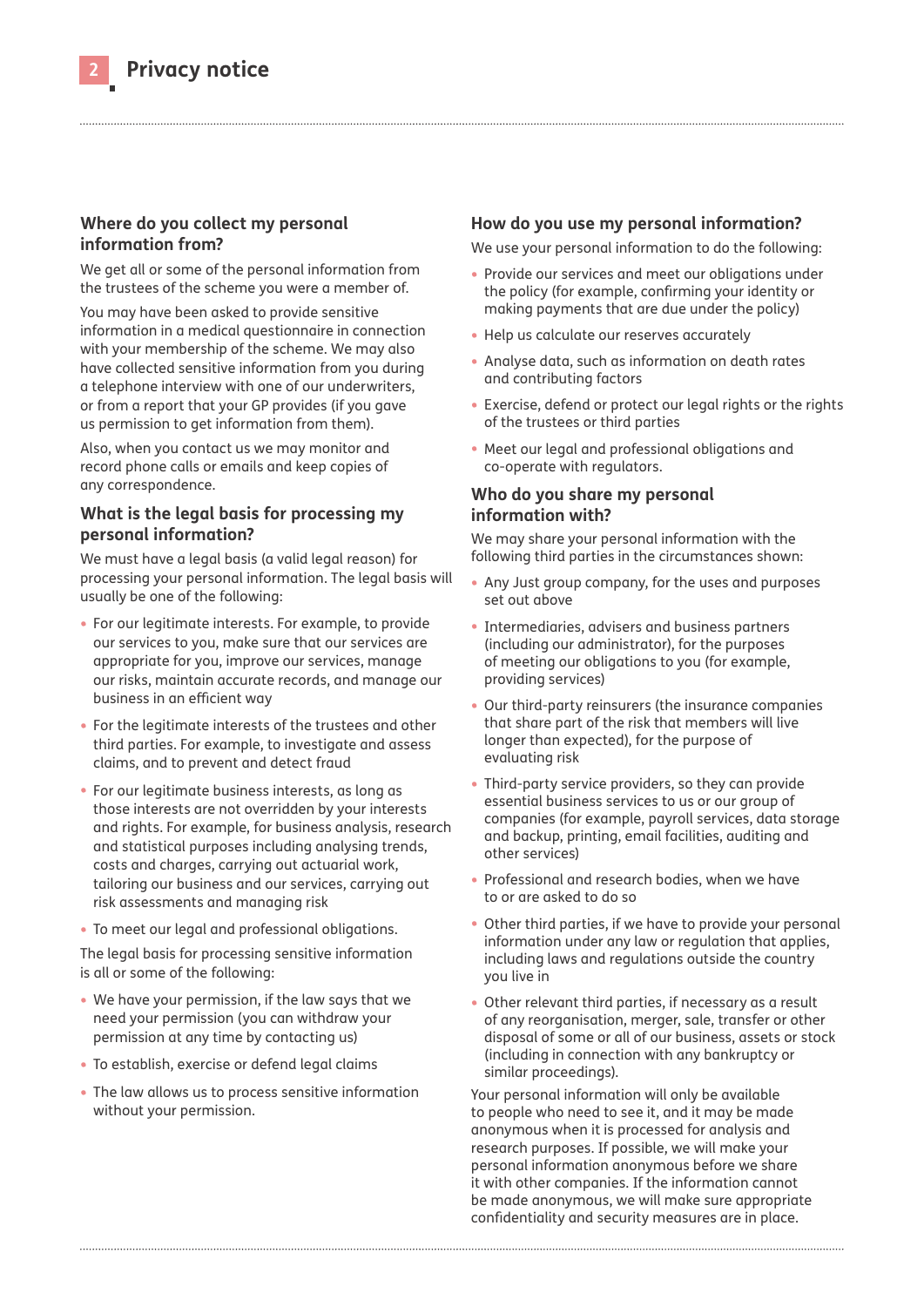# Privacy notice

## Where do you collect my personal information from?

We get all or some of the personal information from the trustees of the scheme you were a member of.

You may have been asked to provide sensitive information in a medical questionnaire in connection with your membership of the scheme. We may also have collected sensitive information from you during a telephone interview with one of our underwriters, or from a report that your GP provides (if you gave us permission to get information from them).

Also, when you contact us we may monitor and record phone calls or emails and keep copies of any correspondence.

## What is the legal basis for processing my personal information?

We must have a legal basis (a valid legal reason) for processing your personal information. The legal basis will usually be one of the following:

- For our legitimate interests. For example, to provide our services to you, make sure that our services are appropriate for you, improve our services, manage our risks, maintain accurate records, and manage our business in an efficient way
- For the legitimate interests of the trustees and other third parties. For example, to investigate and assess claims, and to prevent and detect fraud
- For our legitimate business interests, as long as those interests are not overridden by your interests and rights. For example, for business analysis, research and statistical purposes including analysing trends, costs and charges, carrying out actuarial work, tailoring our business and our services, carrying out risk assessments and managing risk
- To meet our legal and professional obligations.

The legal basis for processing sensitive information is all or some of the following:

- We have your permission, if the law says that we need your permission (you can withdraw your permission at any time by contacting us)
- To establish, exercise or defend legal claims
- The law allows us to process sensitive information without your permission.

## How do you use my personal information?

We use your personal information to do the following:

- Provide our services and meet our obligations under the policy (for example, confirming your identity or making payments that are due under the policy)
- Help us calculate our reserves accurately
- Analyse data, such as information on death rates and contributing factors
- Exercise, defend or protect our legal rights or the rights of the trustees or third parties
- Meet our legal and professional obligations and co-operate with regulators.

## Who do you share my personal information with?

We may share your personal information with the following third parties in the circumstances shown:

- Any Just group company, for the uses and purposes set out above
- Intermediaries, advisers and business partners (including our administrator), for the purposes of meeting our obligations to you (for example, providing services)
- Our third-party reinsurers (the insurance companies that share part of the risk that members will live longer than expected), for the purpose of evaluating risk
- Third-party service providers, so they can provide essential business services to us or our group of companies (for example, payroll services, data storage and backup, printing, email facilities, auditing and other services)
- Professional and research bodies, when we have to or are asked to do so
- Other third parties, if we have to provide your personal information under any law or regulation that applies, including laws and regulations outside the country you live in
- Other relevant third parties, if necessary as a result of any reorganisation, merger, sale, transfer or other disposal of some or all of our business, assets or stock (including in connection with any bankruptcy or similar proceedings).

Your personal information will only be available to people who need to see it, and it may be made anonymous when it is processed for analysis and research purposes. If possible, we will make your personal information anonymous before we share it with other companies. If the information cannot be made anonymous, we will make sure appropriate confidentiality and security measures are in place.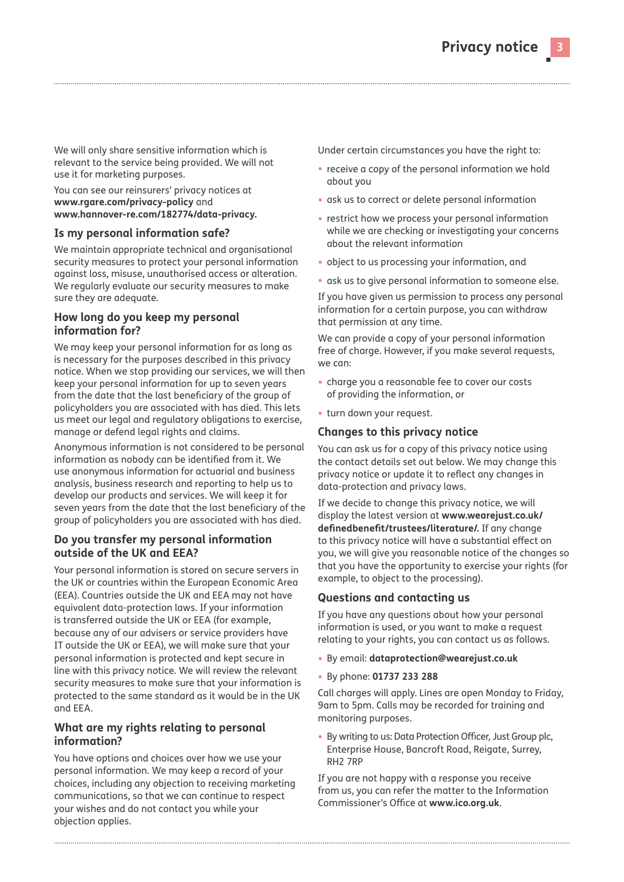We will only share sensitive information which is relevant to the service being provided. We will not use it for marketing purposes.

You can see our reinsurers' privacy notices at **www.rgare.com/privacy-policy** and **www.hannover-re.com/182774/data-privacy.**

### Is my personal information safe?

We maintain appropriate technical and organisational security measures to protect your personal information against loss, misuse, unauthorised access or alteration. We regularly evaluate our security measures to make sure they are adequate.

### How long do you keep my personal information for?

We may keep your personal information for as long as is necessary for the purposes described in this privacy notice. When we stop providing our services, we will then keep your personal information for up to seven years from the date that the last beneficiary of the group of policyholders you are associated with has died. This lets us meet our legal and regulatory obligations to exercise, manage or defend legal rights and claims.

Anonymous information is not considered to be personal information as nobody can be identified from it. We use anonymous information for actuarial and business analysis, business research and reporting to help us to develop our products and services. We will keep it for seven years from the date that the last beneficiary of the group of policyholders you are associated with has died.

### Do you transfer my personal information outside of the UK and EEA?

Your personal information is stored on secure servers in the UK or countries within the European Economic Area (EEA). Countries outside the UK and EEA may not have equivalent data-protection laws. If your information is transferred outside the UK or EEA (for example, because any of our advisers or service providers have IT outside the UK or EEA), we will make sure that your personal information is protected and kept secure in line with this privacy notice. We will review the relevant security measures to make sure that your information is protected to the same standard as it would be in the UK and EEA.

### What are my rights relating to personal information?

You have options and choices over how we use your personal information. We may keep a record of your choices, including any objection to receiving marketing communications, so that we can continue to respect your wishes and do not contact you while your objection applies.

Under certain circumstances you have the right to:

- receive a copy of the personal information we hold about you
- ask us to correct or delete personal information
- restrict how we process your personal information while we are checking or investigating your concerns about the relevant information
- object to us processing your information, and
- ask us to give personal information to someone else.

If you have given us permission to process any personal information for a certain purpose, you can withdraw that permission at any time.

We can provide a copy of your personal information free of charge. However, if you make several requests, we can:

- charge you a reasonable fee to cover our costs of providing the information, or
- turn down your request.

### Changes to this privacy notice

You can ask us for a copy of this privacy notice using the contact details set out below. We may change this privacy notice or update it to reflect any changes in data-protection and privacy laws.

If we decide to change this privacy notice, we will display the latest version at **www.wearejust.co.uk/definedbenefit/trustees/literature/.** If any change to this privacy notice will have a substantial effect on you, we will give you reasonable notice of the changes so that you have the opportunity to exercise your rights (for example, to object to the processing).

### Questions and contacting us

If you have any questions about how your personal information is used, or you want to make a request relating to your rights, you can contact us as follows.

- By email: **dataprotection@wearejust.co.uk**
- By phone: **01737 233 288**

Call charges will apply. Lines are open Monday to Friday, 9am to 5pm. Calls may be recorded for training and monitoring purposes.

- By writing to us: Data Protection Officer, Just Group plc, Enterprise House, Bancroft Road, Reigate, Surrey, RH2 7RP

If you are not happy with a response you receive from us, you can refer the matter to the Information Commissioner's Office at **www.ico.org.uk**.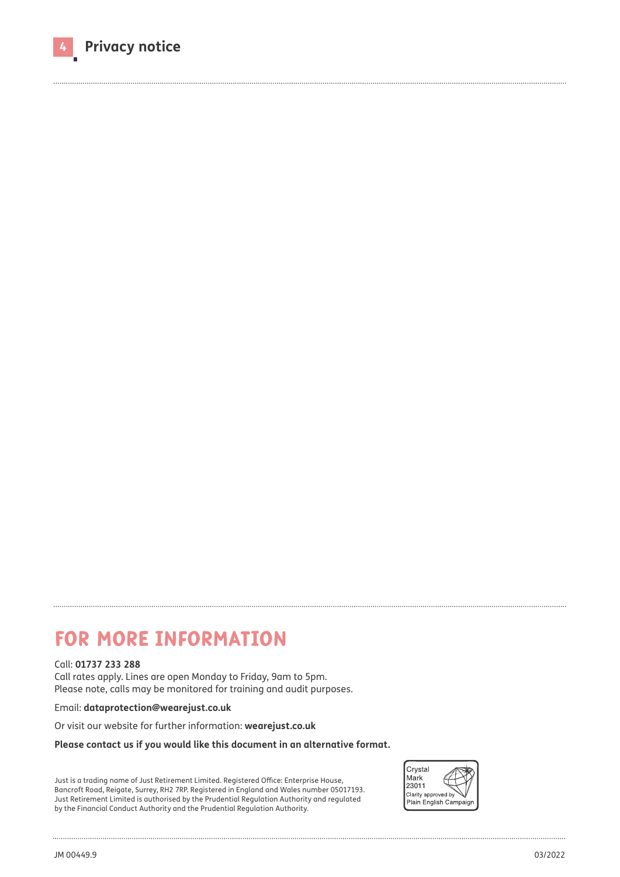## FOR MORE INFORMATION

Call: **01737 233 288**
Call rates apply. Lines are open Monday to Friday, 9am to 5pm.
Please note, calls may be monitored for training and audit purposes.

Email: **dataprotection@wearejust.co.uk**

Or visit our website for further information: **wearejust.co.uk**

**Please contact us if you would like this document in an alternative format.**

Just is a trading name of Just Retirement Limited. Registered Office: Enterprise House, Bancroft Road, Reigate, Surrey, RH2 7RP. Registered in England and Wales number 05017193. Just Retirement Limited is authorised by the Prudential Regulation Authority and regulated by the Financial Conduct Authority and the Prudential Regulation Authority.

Crystal Mark 23011
Clarity approved by Plain English Campaign

JM 00449.9

03/2022